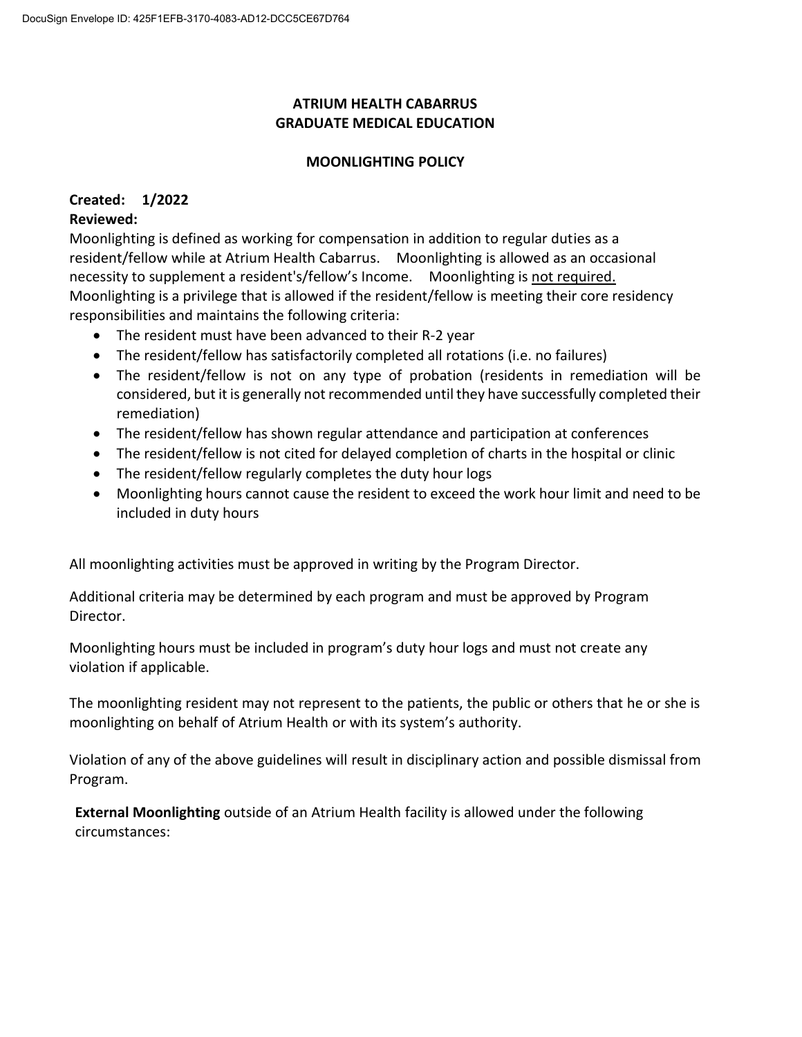# ATRIUM HEALTH CABARRUS
# GRADUATE MEDICAL EDUCATION

## MOONLIGHTING POLICY

**Created: 1/2022**
**Reviewed:**

Moonlighting is defined as working for compensation in addition to regular duties as a resident/fellow while at Atrium Health Cabarrus. Moonlighting is allowed as an occasional necessity to supplement a resident's/fellow's Income. Moonlighting is <u>not required.</u> Moonlighting is a privilege that is allowed if the resident/fellow is meeting their core residency responsibilities and maintains the following criteria:

- The resident must have been advanced to their R-2 year
- The resident/fellow has satisfactorily completed all rotations (i.e. no failures)
- The resident/fellow is not on any type of probation (residents in remediation will be considered, but it is generally not recommended until they have successfully completed their remediation)
- The resident/fellow has shown regular attendance and participation at conferences
- The resident/fellow is not cited for delayed completion of charts in the hospital or clinic
- The resident/fellow regularly completes the duty hour logs
- Moonlighting hours cannot cause the resident to exceed the work hour limit and need to be included in duty hours

All moonlighting activities must be approved in writing by the Program Director.

Additional criteria may be determined by each program and must be approved by Program Director.

Moonlighting hours must be included in program's duty hour logs and must not create any violation if applicable.

The moonlighting resident may not represent to the patients, the public or others that he or she is moonlighting on behalf of Atrium Health or with its system's authority.

Violation of any of the above guidelines will result in disciplinary action and possible dismissal from Program.

**External Moonlighting** outside of an Atrium Health facility is allowed under the following circumstances: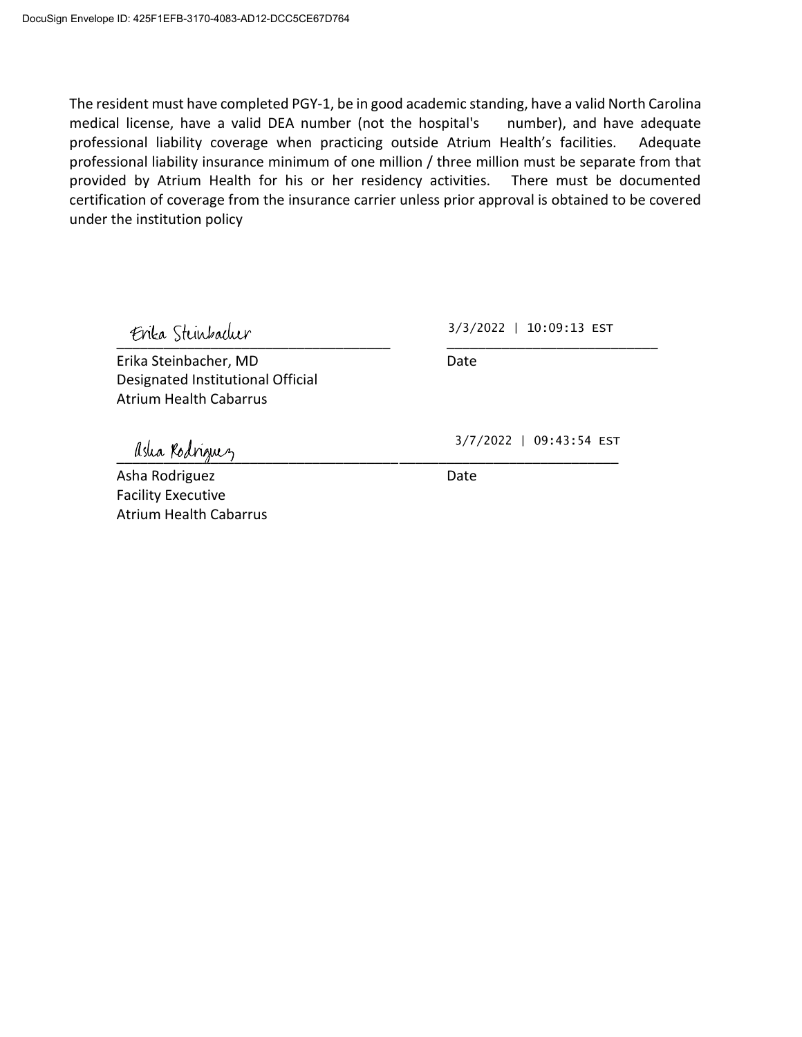The resident must have completed PGY-1, be in good academic standing, have a valid North Carolina medical license, have a valid DEA number (not the hospital's number), and have adequate professional liability coverage when practicing outside Atrium Health's facilities. Adequate professional liability insurance minimum of one million / three million must be separate from that provided by Atrium Health for his or her residency activities. There must be documented certification of coverage from the insurance carrier unless prior approval is obtained to be covered under the institution policy

Erika Steinbacher
\_\_\_\_\_\_\_\_\_\_\_\_\_\_\_\_\_\_\_\_\_\_\_\_\_\_\_\_\_\_\_\_\_\_\_\_

Erika Steinbacher, MD
Designated Institutional Official
Atrium Health Cabarrus

3/3/2022 | 10:09:13 EST
\_\_\_\_\_\_\_\_\_\_\_\_\_\_\_\_\_\_\_\_\_\_\_\_\_\_\_\_\_\_

Date

Asha Rodriguez
\_\_\_\_\_\_\_\_\_\_\_\_\_\_\_\_\_\_\_\_\_\_\_\_\_\_\_\_\_\_\_\_\_\_\_\_

Asha Rodriguez
Facility Executive
Atrium Health Cabarrus

3/7/2022 | 09:43:54 EST

Date